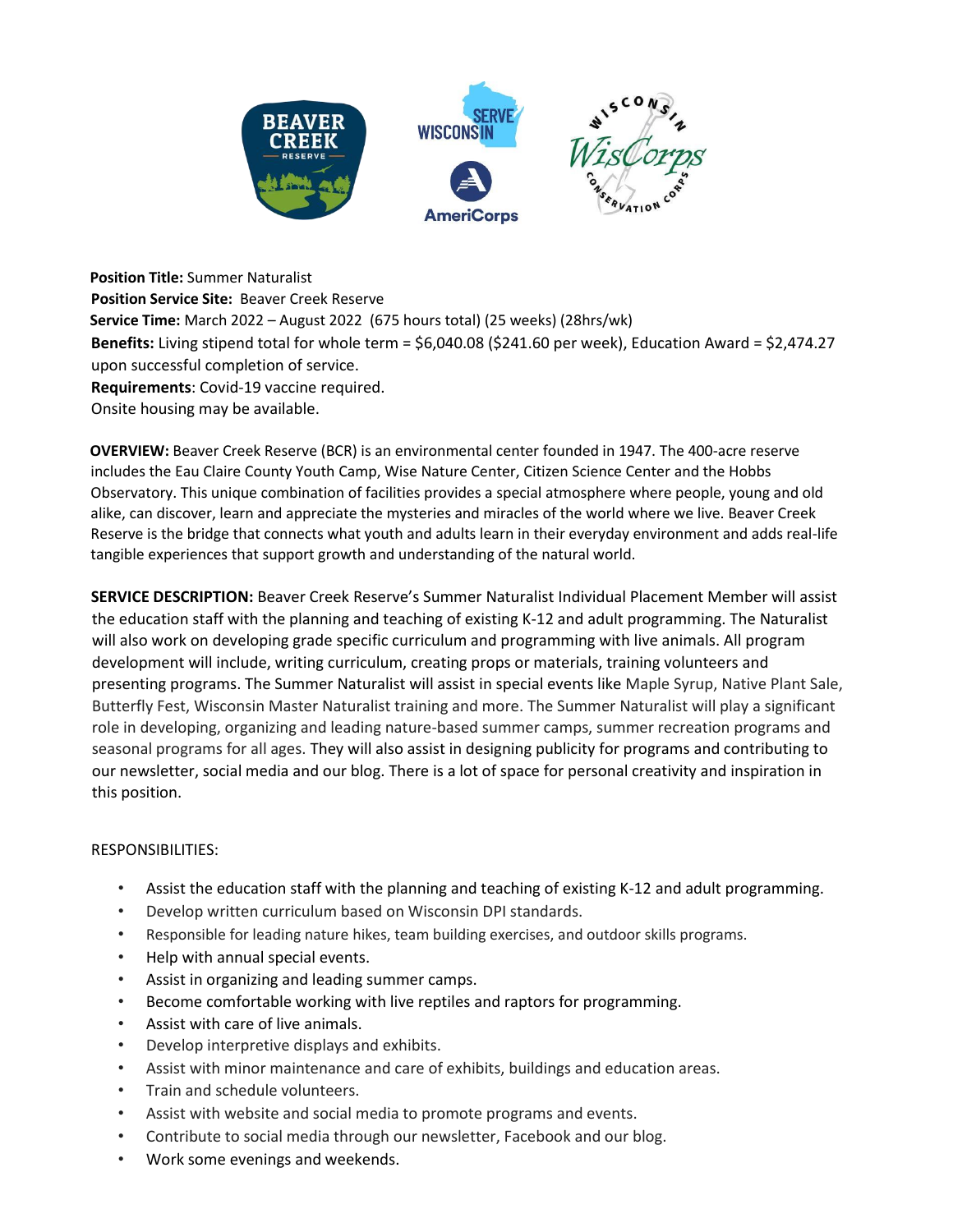**Position Title:** Summer Naturalist
**Position Service Site:** Beaver Creek Reserve
**Service Time:** March 2022 – August 2022 (675 hours total) (25 weeks) (28hrs/wk)
**Benefits:** Living stipend total for whole term = $6,040.08 ($241.60 per week), Education Award = $2,474.27 upon successful completion of service.
**Requirements**: Covid-19 vaccine required.
Onsite housing may be available.

**OVERVIEW:** Beaver Creek Reserve (BCR) is an environmental center founded in 1947. The 400-acre reserve includes the Eau Claire County Youth Camp, Wise Nature Center, Citizen Science Center and the Hobbs Observatory. This unique combination of facilities provides a special atmosphere where people, young and old alike, can discover, learn and appreciate the mysteries and miracles of the world where we live. Beaver Creek Reserve is the bridge that connects what youth and adults learn in their everyday environment and adds real-life tangible experiences that support growth and understanding of the natural world.

**SERVICE DESCRIPTION:** Beaver Creek Reserve's Summer Naturalist Individual Placement Member will assist the education staff with the planning and teaching of existing K-12 and adult programming. The Naturalist will also work on developing grade specific curriculum and programming with live animals. All program development will include, writing curriculum, creating props or materials, training volunteers and presenting programs. The Summer Naturalist will assist in special events like Maple Syrup, Native Plant Sale, Butterfly Fest, Wisconsin Master Naturalist training and more. The Summer Naturalist will play a significant role in developing, organizing and leading nature-based summer camps, summer recreation programs and seasonal programs for all ages. They will also assist in designing publicity for programs and contributing to our newsletter, social media and our blog. There is a lot of space for personal creativity and inspiration in this position.

RESPONSIBILITIES:

- Assist the education staff with the planning and teaching of existing K-12 and adult programming.
- Develop written curriculum based on Wisconsin DPI standards.
- Responsible for leading nature hikes, team building exercises, and outdoor skills programs.
- Help with annual special events.
- Assist in organizing and leading summer camps.
- Become comfortable working with live reptiles and raptors for programming.
- Assist with care of live animals.
- Develop interpretive displays and exhibits.
- Assist with minor maintenance and care of exhibits, buildings and education areas.
- Train and schedule volunteers.
- Assist with website and social media to promote programs and events.
- Contribute to social media through our newsletter, Facebook and our blog.
- Work some evenings and weekends.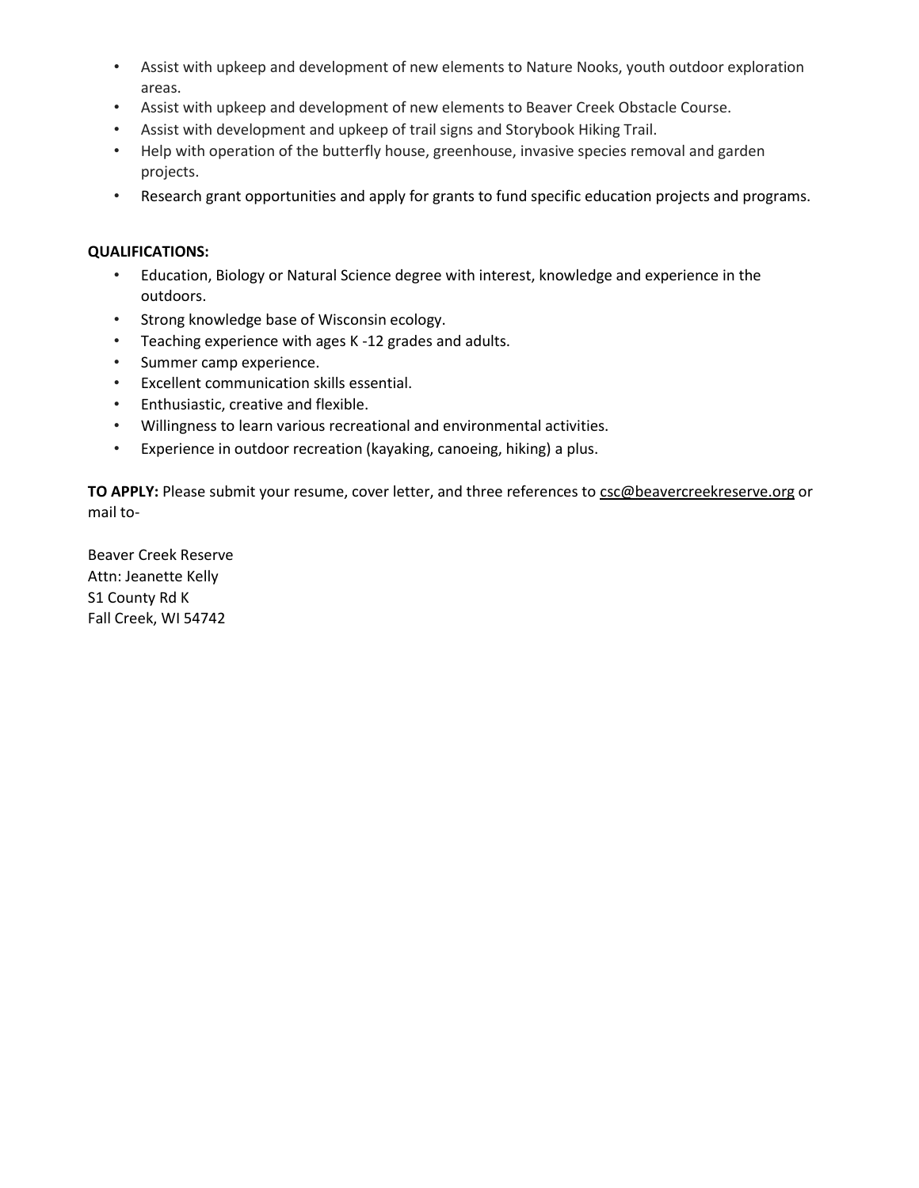- Assist with upkeep and development of new elements to Nature Nooks, youth outdoor exploration areas.
- Assist with upkeep and development of new elements to Beaver Creek Obstacle Course.
- Assist with development and upkeep of trail signs and Storybook Hiking Trail.
- Help with operation of the butterfly house, greenhouse, invasive species removal and garden projects.
- Research grant opportunities and apply for grants to fund specific education projects and programs.

**QUALIFICATIONS:**

- Education, Biology or Natural Science degree with interest, knowledge and experience in the outdoors.
- Strong knowledge base of Wisconsin ecology.
- Teaching experience with ages K -12 grades and adults.
- Summer camp experience.
- Excellent communication skills essential.
- Enthusiastic, creative and flexible.
- Willingness to learn various recreational and environmental activities.
- Experience in outdoor recreation (kayaking, canoeing, hiking) a plus.

**TO APPLY:** Please submit your resume, cover letter, and three references to csc@beavercreekreserve.org or mail to-

Beaver Creek Reserve
Attn: Jeanette Kelly
S1 County Rd K
Fall Creek, WI 54742